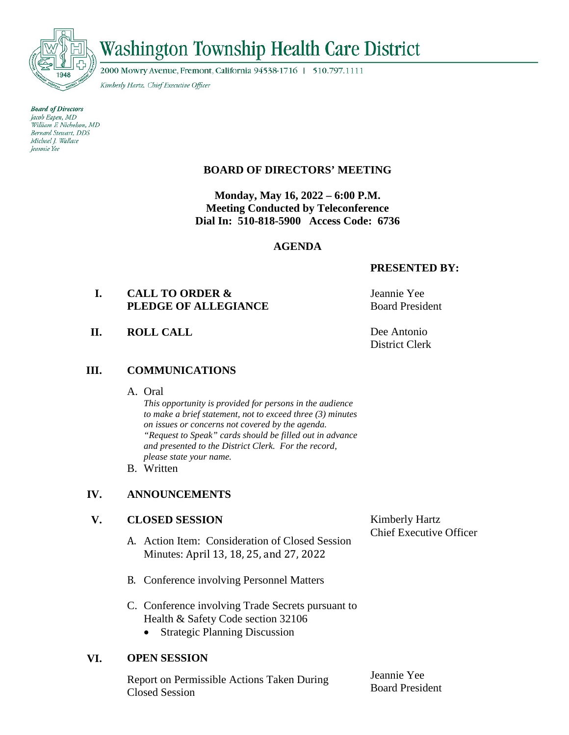# Washington Township Health Care District

2000 Mowry Avenue, Fremont, California 94538-1716 | 510.797.1111

*Kimberly Hartz, Chief Executive Officer*

**Board of Directors**
*Jacob Eapen, MD*
*William F. Nicholson, MD*
*Bernard Stewart, DDS*
*Michael J. Wallace*
*Jeannie Yee*

## BOARD OF DIRECTORS' MEETING

**Monday, May 16, 2022 – 6:00 P.M.**
**Meeting Conducted by Teleconference**
**Dial In: 510-818-5900 Access Code: 6736**

## AGENDA

| | | **PRESENTED BY:** |
|---|---|---|
| **I.** | **CALL TO ORDER & PLEDGE OF ALLEGIANCE** | Jeannie Yee<br>Board President |
| **II.** | **ROLL CALL** | Dee Antonio<br>District Clerk |

**III. COMMUNICATIONS**

A. Oral
*This opportunity is provided for persons in the audience to make a brief statement, not to exceed three (3) minutes on issues or concerns not covered by the agenda. "Request to Speak" cards should be filled out in advance and presented to the District Clerk. For the record, please state your name.*

B. Written

**IV. ANNOUNCEMENTS**

**V. CLOSED SESSION** — Kimberly Hartz, Chief Executive Officer

A. Action Item: Consideration of Closed Session Minutes: April 13, 18, 25, and 27, 2022

B. Conference involving Personnel Matters

C. Conference involving Trade Secrets pursuant to Health & Safety Code section 32106
- Strategic Planning Discussion

**VI. OPEN SESSION**

Report on Permissible Actions Taken During Closed Session — Jeannie Yee, Board President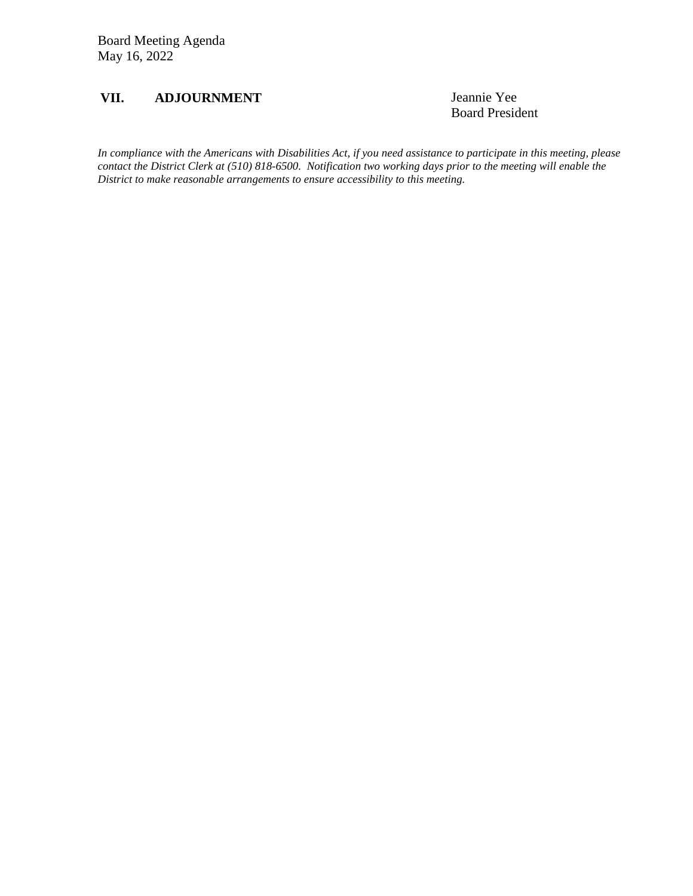## VII. ADJOURNMENT

Jeannie Yee
Board President

*In compliance with the Americans with Disabilities Act, if you need assistance to participate in this meeting, please contact the District Clerk at (510) 818-6500. Notification two working days prior to the meeting will enable the District to make reasonable arrangements to ensure accessibility to this meeting.*